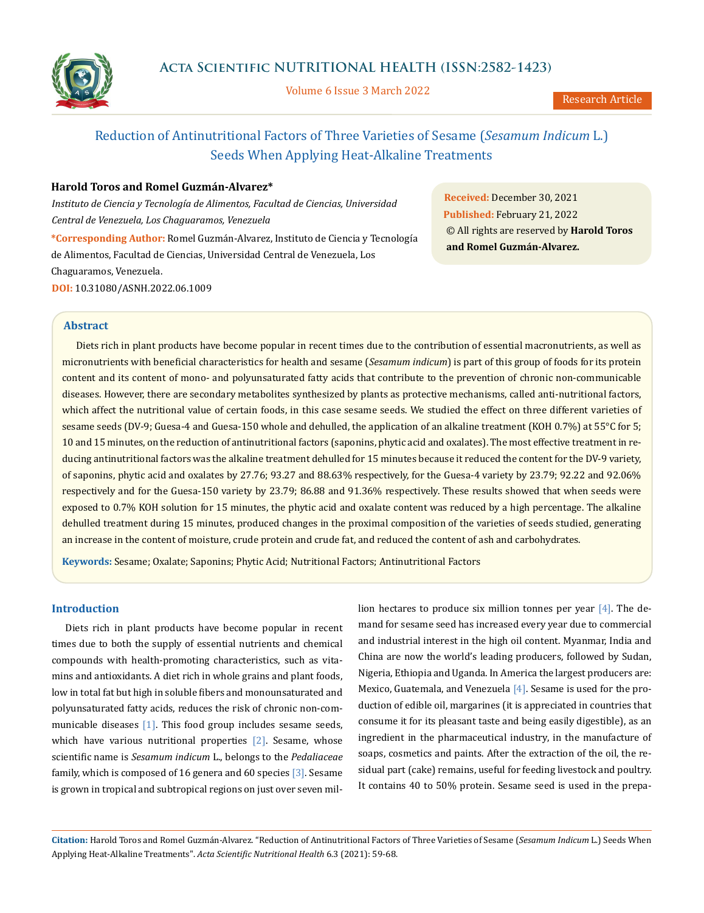# Reduction of Antinutritional Factors of Three Varieties of Sesame (*Sesamum Indicum* L.) Seeds When Applying Heat-Alkaline Treatments

**Harold Toros and Romel Guzmán-Alvarez***

*Instituto de Ciencia y Tecnología de Alimentos, Facultad de Ciencias, Universidad Central de Venezuela, Los Chaguaramos, Venezuela*

**\*Corresponding Author:** Romel Guzmán-Alvarez, Instituto de Ciencia y Tecnología de Alimentos, Facultad de Ciencias, Universidad Central de Venezuela, Los Chaguaramos, Venezuela.

**DOI:** 10.31080/ASNH.2022.06.1009

**Received:** December 30, 2021
**Published:** February 21, 2022
© All rights are reserved by **Harold Toros and Romel Guzmán-Alvarez.**

## Abstract

Diets rich in plant products have become popular in recent times due to the contribution of essential macronutrients, as well as micronutrients with beneficial characteristics for health and sesame (*Sesamum indicum*) is part of this group of foods for its protein content and its content of mono- and polyunsaturated fatty acids that contribute to the prevention of chronic non-communicable diseases. However, there are secondary metabolites synthesized by plants as protective mechanisms, called anti-nutritional factors, which affect the nutritional value of certain foods, in this case sesame seeds. We studied the effect on three different varieties of sesame seeds (DV-9; Guesa-4 and Guesa-150 whole and dehulled, the application of an alkaline treatment (KOH 0.7%) at 55°C for 5; 10 and 15 minutes, on the reduction of antinutritional factors (saponins, phytic acid and oxalates). The most effective treatment in reducing antinutritional factors was the alkaline treatment dehulled for 15 minutes because it reduced the content for the DV-9 variety, of saponins, phytic acid and oxalates by 27.76; 93.27 and 88.63% respectively, for the Guesa-4 variety by 23.79; 92.22 and 92.06% respectively and for the Guesa-150 variety by 23.79; 86.88 and 91.36% respectively. These results showed that when seeds were exposed to 0.7% KOH solution for 15 minutes, the phytic acid and oxalate content was reduced by a high percentage. The alkaline dehulled treatment during 15 minutes, produced changes in the proximal composition of the varieties of seeds studied, generating an increase in the content of moisture, crude protein and crude fat, and reduced the content of ash and carbohydrates.

**Keywords:** Sesame; Oxalate; Saponins; Phytic Acid; Nutritional Factors; Antinutritional Factors

## Introduction

Diets rich in plant products have become popular in recent times due to both the supply of essential nutrients and chemical compounds with health-promoting characteristics, such as vitamins and antioxidants. A diet rich in whole grains and plant foods, low in total fat but high in soluble fibers and monounsaturated and polyunsaturated fatty acids, reduces the risk of chronic non-communicable diseases [1]. This food group includes sesame seeds, which have various nutritional properties [2]. Sesame, whose scientific name is *Sesamum indicum* L., belongs to the *Pedaliaceae* family, which is composed of 16 genera and 60 species [3]. Sesame is grown in tropical and subtropical regions on just over seven million hectares to produce six million tonnes per year [4]. The demand for sesame seed has increased every year due to commercial and industrial interest in the high oil content. Myanmar, India and China are now the world's leading producers, followed by Sudan, Nigeria, Ethiopia and Uganda. In America the largest producers are: Mexico, Guatemala, and Venezuela [4]. Sesame is used for the production of edible oil, margarines (it is appreciated in countries that consume it for its pleasant taste and being easily digestible), as an ingredient in the pharmaceutical industry, in the manufacture of soaps, cosmetics and paints. After the extraction of the oil, the residual part (cake) remains, useful for feeding livestock and poultry. It contains 40 to 50% protein. Sesame seed is used in the prepa-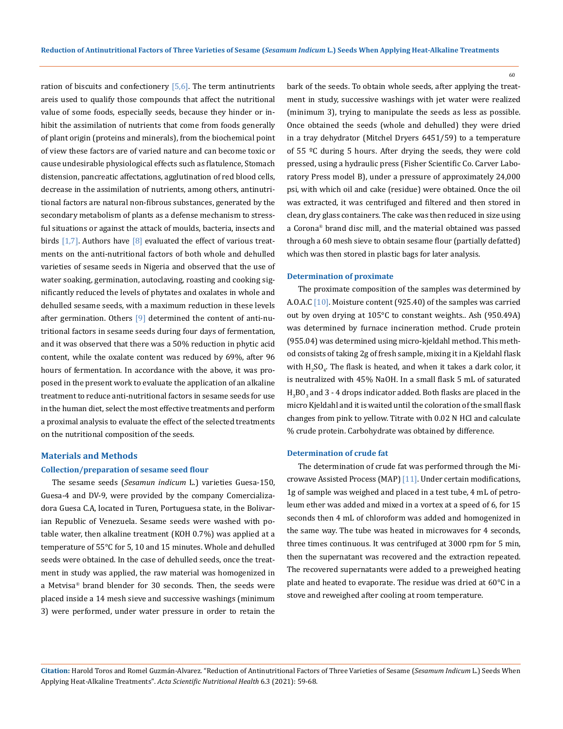ration of biscuits and confectionery [5,6]. The term antinutrients areis used to qualify those compounds that affect the nutritional value of some foods, especially seeds, because they hinder or inhibit the assimilation of nutrients that come from foods generally of plant origin (proteins and minerals), from the biochemical point of view these factors are of varied nature and can become toxic or cause undesirable physiological effects such as flatulence, Stomach distension, pancreatic affectations, agglutination of red blood cells, decrease in the assimilation of nutrients, among others, antinutritional factors are natural non-fibrous substances, generated by the secondary metabolism of plants as a defense mechanism to stressful situations or against the attack of moulds, bacteria, insects and birds [1,7]. Authors have [8] evaluated the effect of various treatments on the anti-nutritional factors of both whole and dehulled varieties of sesame seeds in Nigeria and observed that the use of water soaking, germination, autoclaving, roasting and cooking significantly reduced the levels of phytates and oxalates in whole and dehulled sesame seeds, with a maximum reduction in these levels after germination. Others [9] determined the content of anti-nutritional factors in sesame seeds during four days of fermentation, and it was observed that there was a 50% reduction in phytic acid content, while the oxalate content was reduced by 69%, after 96 hours of fermentation. In accordance with the above, it was proposed in the present work to evaluate the application of an alkaline treatment to reduce anti-nutritional factors in sesame seeds for use in the human diet, select the most effective treatments and perform a proximal analysis to evaluate the effect of the selected treatments on the nutritional composition of the seeds.

## Materials and Methods

### Collection/preparation of sesame seed flour

The sesame seeds (*Sesamun indicum* L.) varieties Guesa-150, Guesa-4 and DV-9, were provided by the company Comercializadora Guesa C.A, located in Turen, Portuguesa state, in the Bolivarian Republic of Venezuela. Sesame seeds were washed with potable water, then alkaline treatment (KOH 0.7%) was applied at a temperature of 55°C for 5, 10 and 15 minutes. Whole and dehulled seeds were obtained. In the case of dehulled seeds, once the treatment in study was applied, the raw material was homogenized in a Metvisa® brand blender for 30 seconds. Then, the seeds were placed inside a 14 mesh sieve and successive washings (minimum 3) were performed, under water pressure in order to retain the bark of the seeds. To obtain whole seeds, after applying the treatment in study, successive washings with jet water were realized (minimum 3), trying to manipulate the seeds as less as possible. Once obtained the seeds (whole and dehulled) they were dried in a tray dehydrator (Mitchel Dryers 6451/59) to a temperature of 55 ºC during 5 hours. After drying the seeds, they were cold pressed, using a hydraulic press (Fisher Scientific Co. Carver Laboratory Press model B), under a pressure of approximately 24,000 psi, with which oil and cake (residue) were obtained. Once the oil was extracted, it was centrifuged and filtered and then stored in clean, dry glass containers. The cake was then reduced in size using a Corona® brand disc mill, and the material obtained was passed through a 60 mesh sieve to obtain sesame flour (partially defatted) which was then stored in plastic bags for later analysis.

### Determination of proximate

The proximate composition of the samples was determined by A.O.A.C [10]. Moisture content (925.40) of the samples was carried out by oven drying at 105°C to constant weights.. Ash (950.49A) was determined by furnace incineration method. Crude protein (955.04) was determined using micro-kjeldahl method. This method consists of taking 2g of fresh sample, mixing it in a Kjeldahl flask with $H_2SO_4$. The flask is heated, and when it takes a dark color, it is neutralized with 45% NaOH. In a small flask 5 mL of saturated $H_3BO_3$ and 3 - 4 drops indicator added. Both flasks are placed in the micro Kjeldahl and it is waited until the coloration of the small flask changes from pink to yellow. Titrate with 0.02 N HCl and calculate % crude protein. Carbohydrate was obtained by difference.

### Determination of crude fat

The determination of crude fat was performed through the Microwave Assisted Process (MAP) [11]. Under certain modifications, 1g of sample was weighed and placed in a test tube, 4 mL of petroleum ether was added and mixed in a vortex at a speed of 6, for 15 seconds then 4 mL of chloroform was added and homogenized in the same way. The tube was heated in microwaves for 4 seconds, three times continuous. It was centrifuged at 3000 rpm for 5 min, then the supernatant was recovered and the extraction repeated. The recovered supernatants were added to a preweighed heating plate and heated to evaporate. The residue was dried at 60°C in a stove and reweighed after cooling at room temperature.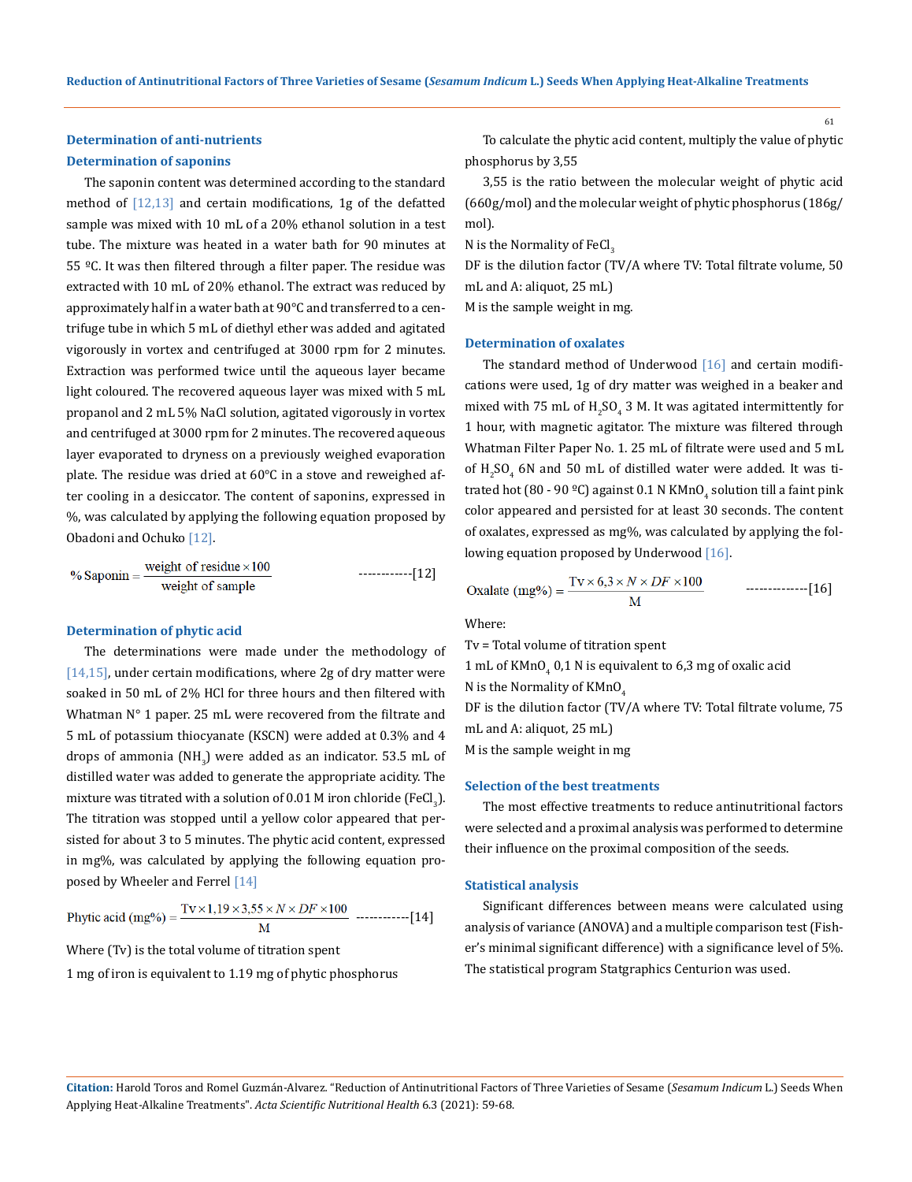## Determination of anti-nutrients

### Determination of saponins

The saponin content was determined according to the standard method of [12,13] and certain modifications, 1g of the defatted sample was mixed with 10 mL of a 20% ethanol solution in a test tube. The mixture was heated in a water bath for 90 minutes at 55 ºC. It was then filtered through a filter paper. The residue was extracted with 10 mL of 20% ethanol. The extract was reduced by approximately half in a water bath at 90°C and transferred to a centrifuge tube in which 5 mL of diethyl ether was added and agitated vigorously in vortex and centrifuged at 3000 rpm for 2 minutes. Extraction was performed twice until the aqueous layer became light coloured. The recovered aqueous layer was mixed with 5 mL propanol and 2 mL 5% NaCl solution, agitated vigorously in vortex and centrifuged at 3000 rpm for 2 minutes. The recovered aqueous layer evaporated to dryness on a previously weighed evaporation plate. The residue was dried at 60°C in a stove and reweighed after cooling in a desiccator. The content of saponins, expressed in %, was calculated by applying the following equation proposed by Obadoni and Ochuko [12].

$$\% \text{ Saponin} = \frac{\text{weight of residue} \times 100}{\text{weight of sample}} \quad \text{------------[12]}$$

### Determination of phytic acid

The determinations were made under the methodology of [14,15], under certain modifications, where 2g of dry matter were soaked in 50 mL of 2% HCl for three hours and then filtered with Whatman N° 1 paper. 25 mL were recovered from the filtrate and 5 mL of potassium thiocyanate (KSCN) were added at 0.3% and 4 drops of ammonia ($NH_3$) were added as an indicator. 53.5 mL of distilled water was added to generate the appropriate acidity. The mixture was titrated with a solution of 0.01 M iron chloride ($FeCl_3$). The titration was stopped until a yellow color appeared that persisted for about 3 to 5 minutes. The phytic acid content, expressed in mg%, was calculated by applying the equation proposed by Wheeler and Ferrel [14]

$$\text{Phytic acid (mg\%)} = \frac{\text{Tv} \times 1{,}19 \times 3{,}55 \times N \times DF \times 100}{\text{M}} \quad \text{------------[14]}$$

Where (Tv) is the total volume of titration spent

1 mg of iron is equivalent to 1.19 mg of phytic phosphorus

To calculate the phytic acid content, multiply the value of phytic phosphorus by 3,55

3,55 is the ratio between the molecular weight of phytic acid (660g/mol) and the molecular weight of phytic phosphorus (186g/mol).

N is the Normality of $FeCl_3$

DF is the dilution factor (TV/A where TV: Total filtrate volume, 50 mL and A: aliquot, 25 mL)

M is the sample weight in mg.

### Determination of oxalates

The standard method of Underwood [16] and certain modifications were used, 1g of dry matter was weighed in a beaker and mixed with 75 mL of $H_2SO_4$ 3 M. It was agitated intermittently for 1 hour, with magnetic agitator. The mixture was filtered through Whatman Filter Paper No. 1. 25 mL of filtrate were used and 5 mL of $H_2SO_4$ 6N and 50 mL of distilled water were added. It was titrated hot (80 - 90 ºC) against 0.1 N $KMnO_4$ solution till a faint pink color appeared and persisted for at least 30 seconds. The content of oxalates, expressed as mg%, was calculated by applying the following equation proposed by Underwood [16].

$$\text{Oxalate (mg\%)} = \frac{\text{Tv} \times 6{,}3 \times N \times DF \times 100}{\text{M}} \quad \text{--------------[16]}$$

Where:

Tv = Total volume of titration spent

1 mL of $KMnO_4$ 0,1 N is equivalent to 6,3 mg of oxalic acid

N is the Normality of $KMnO_4$

DF is the dilution factor (TV/A where TV: Total filtrate volume, 75 mL and A: aliquot, 25 mL)

M is the sample weight in mg

### Selection of the best treatments

The most effective treatments to reduce antinutritional factors were selected and a proximal analysis was performed to determine their influence on the proximal composition of the seeds.

### Statistical analysis

Significant differences between means were calculated using analysis of variance (ANOVA) and a multiple comparison test (Fisher's minimal significant difference) with a significance level of 5%. The statistical program Statgraphics Centurion was used.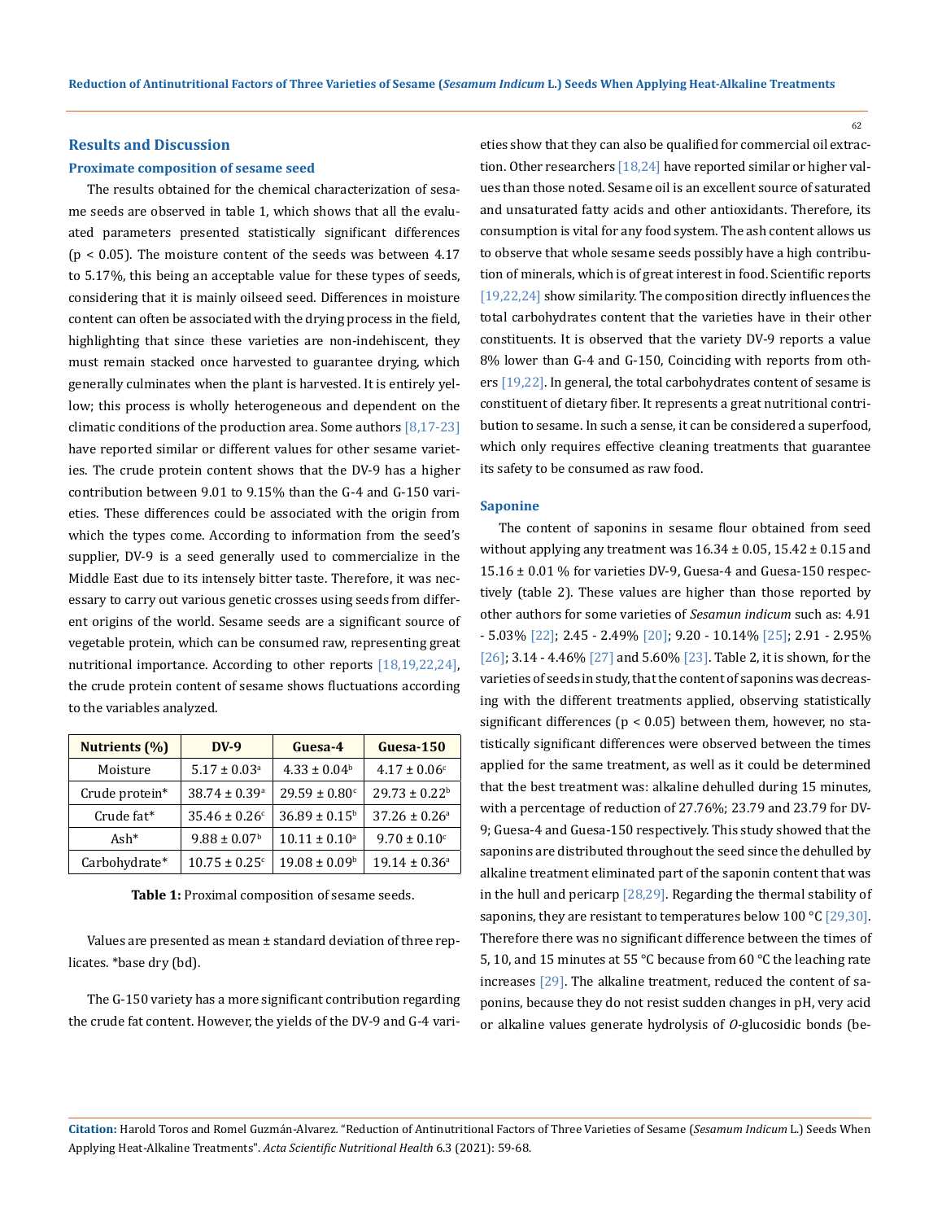## Results and Discussion

### Proximate composition of sesame seed

The results obtained for the chemical characterization of sesame seeds are observed in table 1, which shows that all the evaluated parameters presented statistically significant differences ($p < 0.05$). The moisture content of the seeds was between 4.17 to 5.17%, this being an acceptable value for these types of seeds, considering that it is mainly oilseed seed. Differences in moisture content can often be associated with the drying process in the field, highlighting that since these varieties are non-indehiscent, they must remain stacked once harvested to guarantee drying, which generally culminates when the plant is harvested. It is entirely yellow; this process is wholly heterogeneous and dependent on the climatic conditions of the production area. Some authors [8,17-23] have reported similar or different values for other sesame varieties. The crude protein content shows that the DV-9 has a higher contribution between 9.01 to 9.15% than the G-4 and G-150 varieties. These differences could be associated with the origin from which the types come. According to information from the seed's supplier, DV-9 is a seed generally used to commercialize in the Middle East due to its intensely bitter taste. Therefore, it was necessary to carry out various genetic crosses using seeds from different origins of the world. Sesame seeds are a significant source of vegetable protein, which can be consumed raw, representing great nutritional importance. According to other reports [18,19,22,24], the crude protein content of sesame shows fluctuations according to the variables analyzed.

| Nutrients (%) | DV-9 | Guesa-4 | Guesa-150 |
|---|---|---|---|
| Moisture | 5.17 ± 0.03[a] | 4.33 ± 0.04[b] | 4.17 ± 0.06[c] |
| Crude protein* | 38.74 ± 0.39[a] | 29.59 ± 0.80[c] | 29.73 ± 0.22[b] |
| Crude fat* | 35.46 ± 0.26[c] | 36.89 ± 0.15[b] | 37.26 ± 0.26[a] |
| Ash* | 9.88 ± 0.07[b] | 10.11 ± 0.10[a] | 9.70 ± 0.10[c] |
| Carbohydrate* | 10.75 ± 0.25[c] | 19.08 ± 0.09[b] | 19.14 ± 0.36[a] |

**Table 1:** Proximal composition of sesame seeds.

Values are presented as mean ± standard deviation of three replicates. *base dry (bd).

The G-150 variety has a more significant contribution regarding the crude fat content. However, the yields of the DV-9 and G-4 varieties show that they can also be qualified for commercial oil extraction. Other researchers [18,24] have reported similar or higher values than those noted. Sesame oil is an excellent source of saturated and unsaturated fatty acids and other antioxidants. Therefore, its consumption is vital for any food system. The ash content allows us to observe that whole sesame seeds possibly have a high contribution of minerals, which is of great interest in food. Scientific reports [19,22,24] show similarity. The composition directly influences the total carbohydrates content that the varieties have in their other constituents. It is observed that the variety DV-9 reports a value 8% lower than G-4 and G-150, Coinciding with reports from others [19,22]. In general, the total carbohydrates content of sesame is constituent of dietary fiber. It represents a great nutritional contribution to sesame. In such a sense, it can be considered a superfood, which only requires effective cleaning treatments that guarantee its safety to be consumed as raw food.

### Saponine

The content of saponins in sesame flour obtained from seed without applying any treatment was 16.34 ± 0.05, 15.42 ± 0.15 and 15.16 ± 0.01 % for varieties DV-9, Guesa-4 and Guesa-150 respectively (table 2). These values are higher than those reported by other authors for some varieties of *Sesamun indicum* such as: 4.91 - 5.03% [22]; 2.45 - 2.49% [20]; 9.20 - 10.14% [25]; 2.91 - 2.95% [26]; 3.14 - 4.46% [27] and 5.60% [23]. Table 2, it is shown, for the varieties of seeds in study, that the content of saponins was decreasing with the different treatments applied, observing statistically significant differences ($p < 0.05$) between them, however, no statistically significant differences were observed between the times applied for the same treatment, as well as it could be determined that the best treatment was: alkaline dehulled during 15 minutes, with a percentage of reduction of 27.76%; 23.79 and 23.79 for DV-9; Guesa-4 and Guesa-150 respectively. This study showed that the saponins are distributed throughout the seed since the dehulled by alkaline treatment eliminated part of the saponin content that was in the hull and pericarp [28,29]. Regarding the thermal stability of saponins, they are resistant to temperatures below 100 °C [29,30]. Therefore there was no significant difference between the times of 5, 10, and 15 minutes at 55 °C because from 60 °C the leaching rate increases [29]. The alkaline treatment, reduced the content of saponins, because they do not resist sudden changes in pH, very acid or alkaline values generate hydrolysis of *O*-glucosidic bonds (be-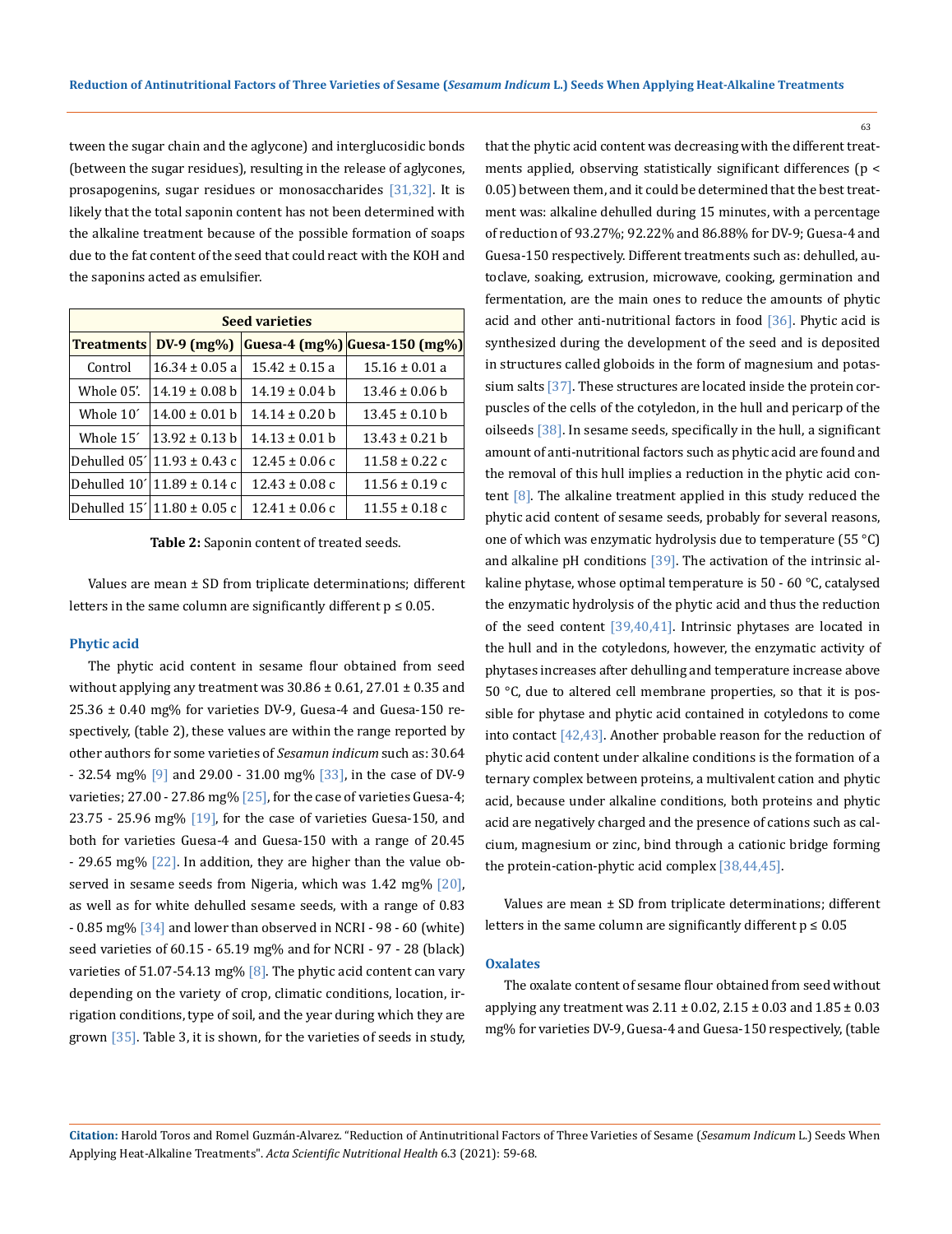tween the sugar chain and the aglycone) and interglucosidic bonds (between the sugar residues), resulting in the release of aglycones, prosapogenins, sugar residues or monosaccharides [31,32]. It is likely that the total saponin content has not been determined with the alkaline treatment because of the possible formation of soaps due to the fat content of the seed that could react with the KOH and the saponins acted as emulsifier.

| | Seed varieties | | |
|---|---|---|---|
| **Treatments** | **DV-9 (mg%)** | **Guesa-4 (mg%)** | **Guesa-150 (mg%)** |
| Control | 16.34 ± 0.05 a | 15.42 ± 0.15 a | 15.16 ± 0.01 a |
| Whole 05'. | 14.19 ± 0.08 b | 14.19 ± 0.04 b | 13.46 ± 0.06 b |
| Whole 10´ | 14.00 ± 0.01 b | 14.14 ± 0.20 b | 13.45 ± 0.10 b |
| Whole 15´ | 13.92 ± 0.13 b | 14.13 ± 0.01 b | 13.43 ± 0.21 b |
| Dehulled 05´ | 11.93 ± 0.43 c | 12.45 ± 0.06 c | 11.58 ± 0.22 c |
| Dehulled 10´ | 11.89 ± 0.14 c | 12.43 ± 0.08 c | 11.56 ± 0.19 c |
| Dehulled 15´ | 11.80 ± 0.05 c | 12.41 ± 0.06 c | 11.55 ± 0.18 c |

**Table 2:** Saponin content of treated seeds.

Values are mean ± SD from triplicate determinations; different letters in the same column are significantly different $p \leq 0.05$.

### Phytic acid

The phytic acid content in sesame flour obtained from seed without applying any treatment was 30.86 ± 0.61, 27.01 ± 0.35 and 25.36 ± 0.40 mg% for varieties DV-9, Guesa-4 and Guesa-150 respectively, (table 2), these values are within the range reported by other authors for some varieties of *Sesamun indicum* such as: 30.64 - 32.54 mg% [9] and 29.00 - 31.00 mg% [33], in the case of DV-9 varieties; 27.00 - 27.86 mg% [25], for the case of varieties Guesa-4; 23.75 - 25.96 mg% [19], for the case of varieties Guesa-150, and both for varieties Guesa-4 and Guesa-150 with a range of 20.45 - 29.65 mg% [22]. In addition, they are higher than the value observed in sesame seeds from Nigeria, which was 1.42 mg% [20], as well as for white dehulled sesame seeds, with a range of 0.83 - 0.85 mg% [34] and lower than observed in NCRI - 98 - 60 (white) seed varieties of 60.15 - 65.19 mg% and for NCRI - 97 - 28 (black) varieties of 51.07-54.13 mg% [8]. The phytic acid content can vary depending on the variety of crop, climatic conditions, location, irrigation conditions, type of soil, and the year during which they are grown [35]. Table 3, it is shown, for the varieties of seeds in study, that the phytic acid content was decreasing with the different treatments applied, observing statistically significant differences ($p < 0.05$) between them, and it could be determined that the best treatment was: alkaline dehulled during 15 minutes, with a percentage of reduction of 93.27%; 92.22% and 86.88% for DV-9; Guesa-4 and Guesa-150 respectively. Different treatments such as: dehulled, autoclave, soaking, extrusion, microwave, cooking, germination and fermentation, are the main ones to reduce the amounts of phytic acid and other anti-nutritional factors in food [36]. Phytic acid is synthesized during the development of the seed and is deposited in structures called globoids in the form of magnesium and potassium salts [37]. These structures are located inside the protein corpuscles of the cells of the cotyledon, in the hull and pericarp of the oilseeds [38]. In sesame seeds, specifically in the hull, a significant amount of anti-nutritional factors such as phytic acid are found and the removal of this hull implies a reduction in the phytic acid content [8]. The alkaline treatment applied in this study reduced the phytic acid content of sesame seeds, probably for several reasons, one of which was enzymatic hydrolysis due to temperature (55 °C) and alkaline pH conditions [39]. The activation of the intrinsic alkaline phytase, whose optimal temperature is 50 - 60 °C, catalysed the enzymatic hydrolysis of the phytic acid and thus the reduction of the seed content [39,40,41]. Intrinsic phytases are located in the hull and in the cotyledons, however, the enzymatic activity of phytases increases after dehulling and temperature increase above 50 °C, due to altered cell membrane properties, so that it is possible for phytase and phytic acid contained in cotyledons to come into contact [42,43]. Another probable reason for the reduction of phytic acid content under alkaline conditions is the formation of a ternary complex between proteins, a multivalent cation and phytic acid, because under alkaline conditions, both proteins and phytic acid are negatively charged and the presence of cations such as calcium, magnesium or zinc, bind through a cationic bridge forming the protein-cation-phytic acid complex [38,44,45].

Values are mean ± SD from triplicate determinations; different letters in the same column are significantly different $p \leq 0.05$

### Oxalates

The oxalate content of sesame flour obtained from seed without applying any treatment was 2.11 ± 0.02, 2.15 ± 0.03 and 1.85 ± 0.03 mg% for varieties DV-9, Guesa-4 and Guesa-150 respectively, (table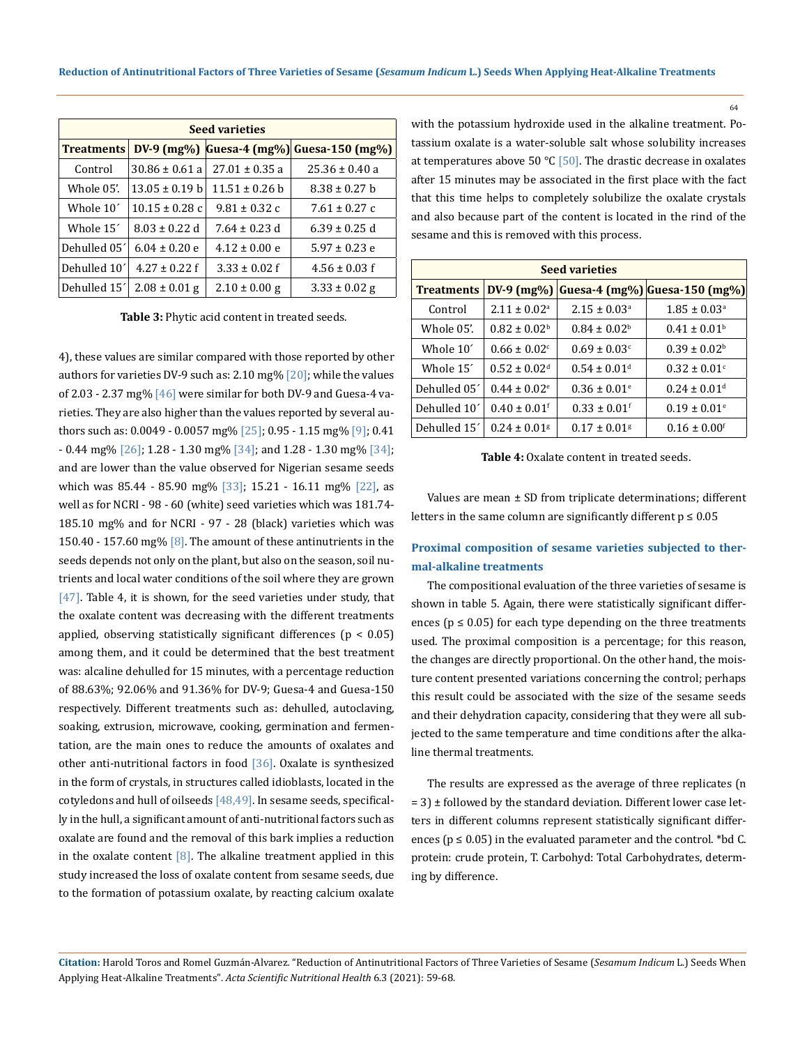| Seed varieties | | | |
|---|---|---|---|
| Treatments | DV-9 (mg%) | Guesa-4 (mg%) | Guesa-150 (mg%) |
| Control | 30.86 ± 0.61 a | 27.01 ± 0.35 a | 25.36 ± 0.40 a |
| Whole 05'. | 13.05 ± 0.19 b | 11.51 ± 0.26 b | 8.38 ± 0.27 b |
| Whole 10´ | 10.15 ± 0.28 c | 9.81 ± 0.32 c | 7.61 ± 0.27 c |
| Whole 15´ | 8.03 ± 0.22 d | 7.64 ± 0.23 d | 6.39 ± 0.25 d |
| Dehulled 05´ | 6.04 ± 0.20 e | 4.12 ± 0.00 e | 5.97 ± 0.23 e |
| Dehulled 10´ | 4.27 ± 0.22 f | 3.33 ± 0.02 f | 4.56 ± 0.03 f |
| Dehulled 15´ | 2.08 ± 0.01 g | 2.10 ± 0.00 g | 3.33 ± 0.02 g |

**Table 3:** Phytic acid content in treated seeds.

4), these values are similar compared with those reported by other authors for varieties DV-9 such as: 2.10 mg% [20]; while the values of 2.03 - 2.37 mg% [46] were similar for both DV-9 and Guesa-4 varieties. They are also higher than the values reported by several authors such as: 0.0049 - 0.0057 mg% [25]; 0.95 - 1.15 mg% [9]; 0.41 - 0.44 mg% [26]; 1.28 - 1.30 mg% [34]; and 1.28 - 1.30 mg% [34]; and are lower than the value observed for Nigerian sesame seeds which was 85.44 - 85.90 mg% [33]; 15.21 - 16.11 mg% [22], as well as for NCRI - 98 - 60 (white) seed varieties which was 181.74-185.10 mg% and for NCRI - 97 - 28 (black) varieties which was 150.40 - 157.60 mg% [8]. The amount of these antinutrients in the seeds depends not only on the plant, but also on the season, soil nutrients and local water conditions of the soil where they are grown [47]. Table 4, it is shown, for the seed varieties under study, that the oxalate content was decreasing with the different treatments applied, observing statistically significant differences ($p < 0.05$) among them, and it could be determined that the best treatment was: alcaline dehulled for 15 minutes, with a percentage reduction of 88.63%; 92.06% and 91.36% for DV-9; Guesa-4 and Guesa-150 respectively. Different treatments such as: dehulled, autoclaving, soaking, extrusion, microwave, cooking, germination and fermentation, are the main ones to reduce the amounts of oxalates and other anti-nutritional factors in food [36]. Oxalate is synthesized in the form of crystals, in structures called idioblasts, located in the cotyledons and hull of oilseeds [48,49]. In sesame seeds, specifically in the hull, a significant amount of anti-nutritional factors such as oxalate are found and the removal of this bark implies a reduction in the oxalate content [8]. The alkaline treatment applied in this study increased the loss of oxalate content from sesame seeds, due to the formation of potassium oxalate, by reacting calcium oxalate with the potassium hydroxide used in the alkaline treatment. Potassium oxalate is a water-soluble salt whose solubility increases at temperatures above 50 °C [50]. The drastic decrease in oxalates after 15 minutes may be associated in the first place with the fact that this time helps to completely solubilize the oxalate crystals and also because part of the content is located in the rind of the sesame and this is removed with this process.

| Seed varieties | | | |
|---|---|---|---|
| Treatments | DV-9 (mg%) | Guesa-4 (mg%) | Guesa-150 (mg%) |
| Control | $2.11 \pm 0.02^{a}$ | $2.15 \pm 0.03^{a}$ | $1.85 \pm 0.03^{a}$ |
| Whole 05'. | $0.82 \pm 0.02^{b}$ | $0.84 \pm 0.02^{b}$ | $0.41 \pm 0.01^{b}$ |
| Whole 10´ | $0.66 \pm 0.02^{c}$ | $0.69 \pm 0.03^{c}$ | $0.39 \pm 0.02^{b}$ |
| Whole 15´ | $0.52 \pm 0.02^{d}$ | $0.54 \pm 0.01^{d}$ | $0.32 \pm 0.01^{c}$ |
| Dehulled 05´ | $0.44 \pm 0.02^{e}$ | $0.36 \pm 0.01^{e}$ | $0.24 \pm 0.01^{d}$ |
| Dehulled 10´ | $0.40 \pm 0.01^{f}$ | $0.33 \pm 0.01^{f}$ | $0.19 \pm 0.01^{e}$ |
| Dehulled 15´ | $0.24 \pm 0.01^{g}$ | $0.17 \pm 0.01^{g}$ | $0.16 \pm 0.00^{f}$ |

**Table 4:** Oxalate content in treated seeds.

Values are mean ± SD from triplicate determinations; different letters in the same column are significantly different $p \leq 0.05$

### Proximal composition of sesame varieties subjected to thermal-alkaline treatments

The compositional evaluation of the three varieties of sesame is shown in table 5. Again, there were statistically significant differences ($p \leq 0.05$) for each type depending on the three treatments used. The proximal composition is a percentage; for this reason, the changes are directly proportional. On the other hand, the moisture content presented variations concerning the control; perhaps this result could be associated with the size of the sesame seeds and their dehydration capacity, considering that they were all subjected to the same temperature and time conditions after the alkaline thermal treatments.

The results are expressed as the average of three replicates (n = 3) ± followed by the standard deviation. Different lower case letters in different columns represent statistically significant differences ($p \leq 0.05$) in the evaluated parameter and the control. *bd C. protein: crude protein, T. Carbohyd: Total Carbohydrates, determing by difference.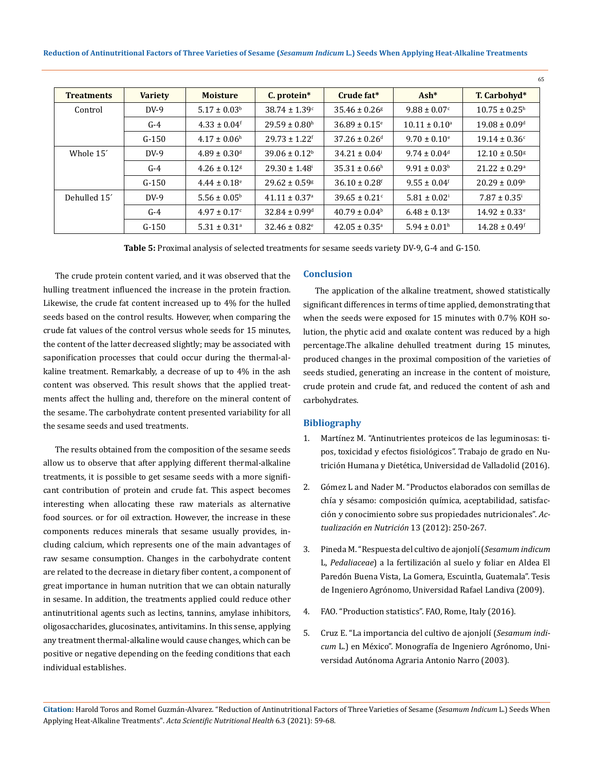| Treatments | Variety | Moisture | C. protein* | Crude fat* | Ash* | T. Carbohyd* |
|---|---|---|---|---|---|---|
| Control | DV-9 | 5.17 ± 0.03[b] | 38.74 ± 1.39[c] | 35.46 ± 0.26[g] | 9.88 ± 0.07[c] | 10.75 ± 0.25[h] |
| | G-4 | 4.33 ± 0.04[f] | 29.59 ± 0.80[h] | 36.89 ± 0.15[e] | 10.11 ± 0.10[a] | 19.08 ± 0.09[d] |
| | G-150 | 4.17 ± 0.06[h] | 29.73 ± 1.22[f] | 37.26 ± 0.26[d] | 9.70 ± 0.10[e] | 19.14 ± 0.36[c] |
| Whole 15´ | DV-9 | 4.89 ± 0.30[d] | 39.06 ± 0.12[b] | 34.21 ± 0.04[i] | 9.74 ± 0.04[d] | 12.10 ± 0.50[g] |
| | G-4 | 4.26 ± 0.12[g] | 29.30 ± 1.48[i] | 35.31 ± 0.66[h] | 9.91 ± 0.03[b] | 21.22 ± 0.29[a] |
| | G-150 | 4.44 ± 0.18[e] | 29.62 ± 0.59[g] | 36.10 ± 0.28[f] | 9.55 ± 0.04[f] | 20.29 ± 0.09[b] |
| Dehulled 15´ | DV-9 | 5.56 ± 0.05[b] | 41.11 ± 0.37[a] | 39.65 ± 0.21[c] | 5.81 ± 0.02[i] | 7.87 ± 0.35[i] |
| | G-4 | 4.97 ± 0.17[c] | 32.84 ± 0.99[d] | 40.79 ± 0.04[b] | 6.48 ± 0.13[g] | 14.92 ± 0.33[e] |
| | G-150 | 5.31 ± 0.31[a] | 32.46 ± 0.82[e] | 42.05 ± 0.35[a] | 5.94 ± 0.01[h] | 14.28 ± 0.49[f] |

**Table 5:** Proximal analysis of selected treatments for sesame seeds variety DV-9, G-4 and G-150.

The crude protein content varied, and it was observed that the hulling treatment influenced the increase in the protein fraction. Likewise, the crude fat content increased up to 4% for the hulled seeds based on the control results. However, when comparing the crude fat values of the control versus whole seeds for 15 minutes, the content of the latter decreased slightly; may be associated with saponification processes that could occur during the thermal-alkaline treatment. Remarkably, a decrease of up to 4% in the ash content was observed. This result shows that the applied treatments affect the hulling and, therefore on the mineral content of the sesame. The carbohydrate content presented variability for all the sesame seeds and used treatments.

The results obtained from the composition of the sesame seeds allow us to observe that after applying different thermal-alkaline treatments, it is possible to get sesame seeds with a more significant contribution of protein and crude fat. This aspect becomes interesting when allocating these raw materials as alternative food sources. or for oil extraction. However, the increase in these components reduces minerals that sesame usually provides, including calcium, which represents one of the main advantages of raw sesame consumption. Changes in the carbohydrate content are related to the decrease in dietary fiber content, a component of great importance in human nutrition that we can obtain naturally in sesame. In addition, the treatments applied could reduce other antinutritional agents such as lectins, tannins, amylase inhibitors, oligosaccharides, glucosinates, antivitamins. In this sense, applying any treatment thermal-alkaline would cause changes, which can be positive or negative depending on the feeding conditions that each individual establishes.

## Conclusion

The application of the alkaline treatment, showed statistically significant differences in terms of time applied, demonstrating that when the seeds were exposed for 15 minutes with 0.7% KOH solution, the phytic acid and oxalate content was reduced by a high percentage.The alkaline dehulled treatment during 15 minutes, produced changes in the proximal composition of the varieties of seeds studied, generating an increase in the content of moisture, crude protein and crude fat, and reduced the content of ash and carbohydrates.

## Bibliography

1. Martínez M. "Antinutrientes proteicos de las leguminosas: tipos, toxicidad y efectos fisiológicos". Trabajo de grado en Nutrición Humana y Dietética, Universidad de Valladolid (2016).
2. Gómez L and Nader M. "Productos elaborados con semillas de chía y sésamo: composición química, aceptabilidad, satisfacción y conocimiento sobre sus propiedades nutricionales". *Actualización en Nutrición* 13 (2012): 250-267.
3. Pineda M. "Respuesta del cultivo de ajonjolí (*Sesamum indicum* L, *Pedaliaceae*) a la fertilización al suelo y foliar en Aldea El Paredón Buena Vista, La Gomera, Escuintla, Guatemala". Tesis de Ingeniero Agrónomo, Universidad Rafael Landiva (2009).
4. FAO. "Production statistics". FAO, Rome, Italy (2016).
5. Cruz E. "La importancia del cultivo de ajonjolí (*Sesamum indicum* L.) en México". Monografía de Ingeniero Agrónomo, Universidad Autónoma Agraria Antonio Narro (2003).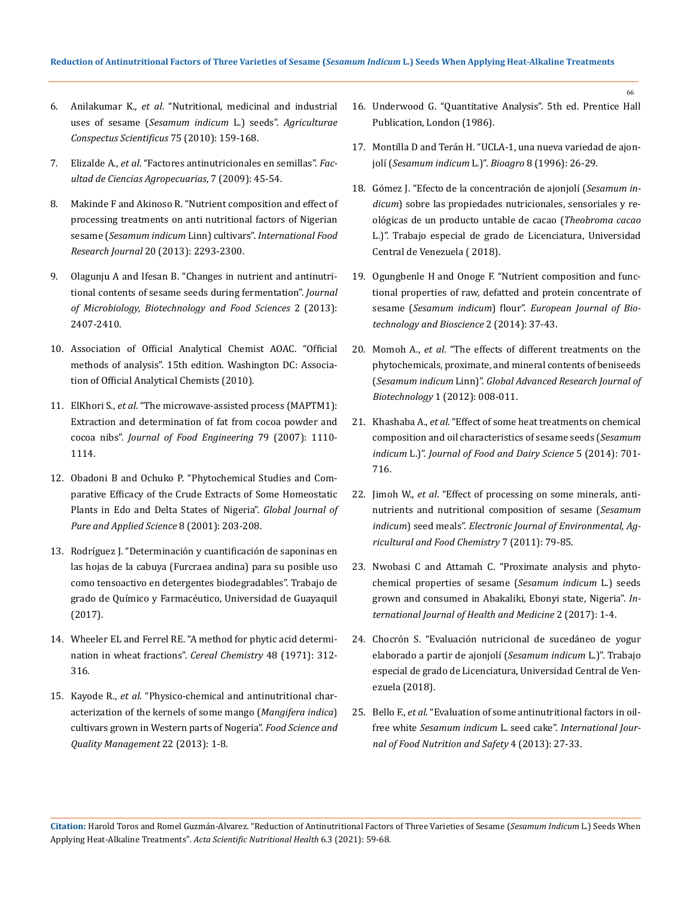6. Anilakumar K., *et al*. "Nutritional, medicinal and industrial uses of sesame (*Sesamum indicum* L.) seeds". *Agriculturae Conspectus Scientificus* 75 (2010): 159-168.

7. Elizalde A., *et al*. "Factores antinutricionales en semillas". *Facultad de Ciencias Agropecuarias*, 7 (2009): 45-54.

8. Makinde F and Akinoso R. "Nutrient composition and effect of processing treatments on anti nutritional factors of Nigerian sesame (*Sesamum indicum* Linn) cultivars". *International Food Research Journal* 20 (2013): 2293-2300.

9. Olagunju A and Ifesan B. "Changes in nutrient and antinutritional contents of sesame seeds during fermentation". *Journal of Microbiology, Biotechnology and Food Sciences* 2 (2013): 2407-2410.

10. Association of Official Analytical Chemist AOAC. "Official methods of analysis". 15th edition. Washington DC: Association of Official Analytical Chemists (2010).

11. ElKhori S., *et al*. "The microwave-assisted process (MAPTM1): Extraction and determination of fat from cocoa powder and cocoa nibs". *Journal of Food Engineering* 79 (2007): 1110-1114.

12. Obadoni B and Ochuko P. "Phytochemical Studies and Comparative Efficacy of the Crude Extracts of Some Homeostatic Plants in Edo and Delta States of Nigeria". *Global Journal of Pure and Applied Science* 8 (2001): 203-208.

13. Rodríguez J. "Determinación y cuantificación de saponinas en las hojas de la cabuya (Furcraea andina) para su posible uso como tensoactivo en detergentes biodegradables". Trabajo de grado de Químico y Farmacéutico, Universidad de Guayaquil (2017).

14. Wheeler EL and Ferrel RE. "A method for phytic acid determination in wheat fractions". *Cereal Chemistry* 48 (1971): 312-316.

15. Kayode R., *et al*. "Physico-chemical and antinutritional characterization of the kernels of some mango (*Mangifera indica*) cultivars grown in Western parts of Nogeria". *Food Science and Quality Management* 22 (2013): 1-8.

16. Underwood G. "Quantitative Analysis". 5th ed. Prentice Hall Publication, London (1986).

17. Montilla D and Terán H. "UCLA-1, una nueva variedad de ajonjolí (*Sesamum indicum* L.)". *Bioagro* 8 (1996): 26-29.

18. Gómez J. "Efecto de la concentración de ajonjolí (*Sesamum indicum*) sobre las propiedades nutricionales, sensoriales y reológicas de un producto untable de cacao (*Theobroma cacao* L.)". Trabajo especial de grado de Licenciatura, Universidad Central de Venezuela ( 2018).

19. Ogungbenle H and Onoge F. "Nutrient composition and functional properties of raw, defatted and protein concentrate of sesame (*Sesamum indicum*) flour". *European Journal of Biotechnology and Bioscience* 2 (2014): 37-43.

20. Momoh A., *et al*. "The effects of different treatments on the phytochemicals, proximate, and mineral contents of beniseeds (*Sesamum indicum* Linn)". *Global Advanced Research Journal of Biotechnology* 1 (2012): 008-011.

21. Khashaba A., *et al*. "Effect of some heat treatments on chemical composition and oil characteristics of sesame seeds (*Sesamum indicum* L.)". *Journal of Food and Dairy Science* 5 (2014): 701-716.

22. Jimoh W., *et al*. "Effect of processing on some minerals, antinutrients and nutritional composition of sesame (*Sesamum indicum*) seed meals". *Electronic Journal of Environmental, Agricultural and Food Chemistry* 7 (2011): 79-85.

23. Nwobasi C and Attamah C. "Proximate analysis and phytochemical properties of sesame (*Sesamum indicum* L.) seeds grown and consumed in Abakaliki, Ebonyi state, Nigeria". *International Journal of Health and Medicine* 2 (2017): 1-4.

24. Chocrón S. "Evaluación nutricional de sucedáneo de yogur elaborado a partir de ajonjolí (*Sesamum indicum* L.)". Trabajo especial de grado de Licenciatura, Universidad Central de Venezuela (2018).

25. Bello F., *et al*. "Evaluation of some antinutritional factors in oil-free white *Sesamum indicum* L. seed cake". *International Journal of Food Nutrition and Safety* 4 (2013): 27-33.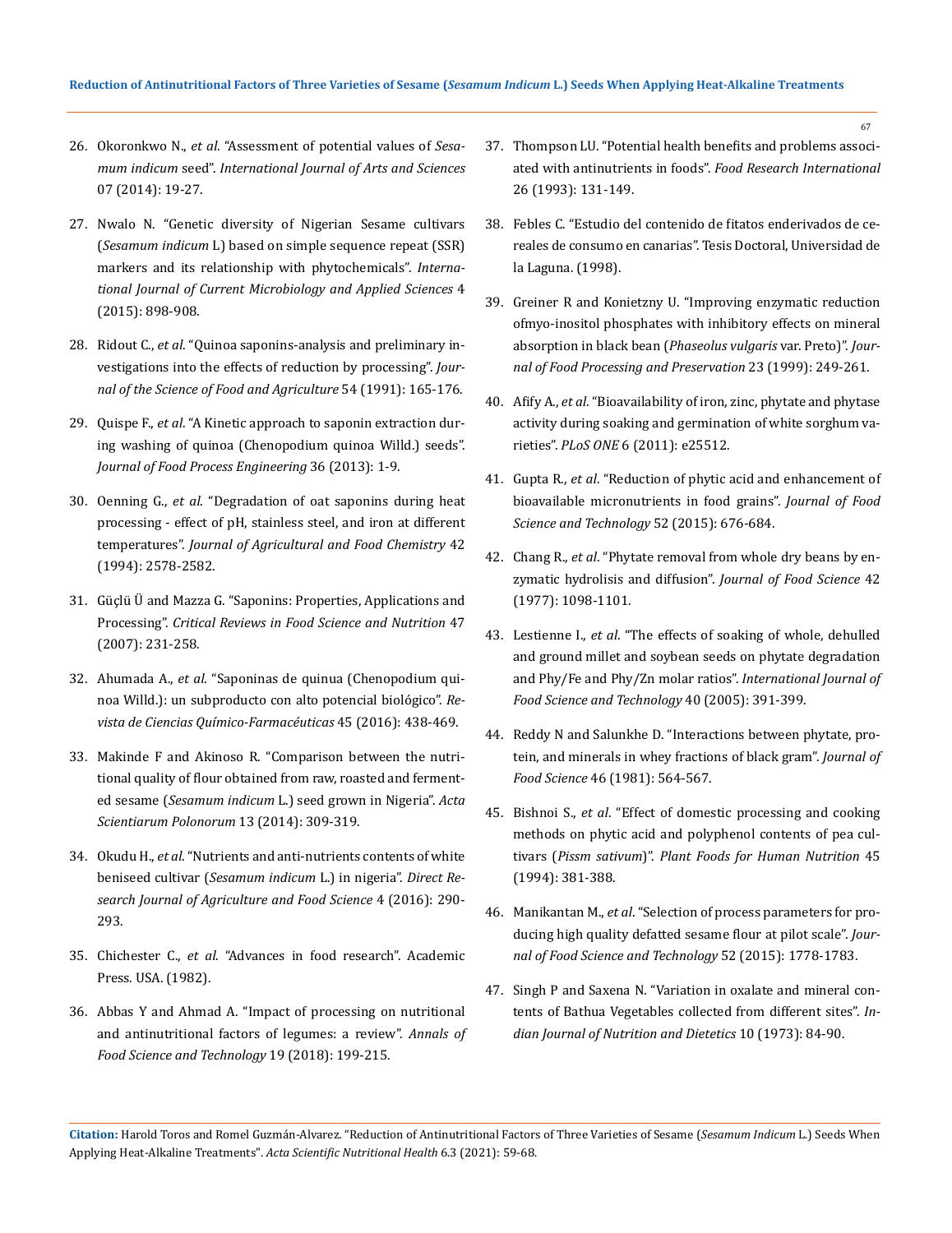26. Okoronkwo N., *et al*. "Assessment of potential values of *Sesamum indicum* seed". *International Journal of Arts and Sciences* 07 (2014): 19-27.

27. Nwalo N. "Genetic diversity of Nigerian Sesame cultivars (*Sesamum indicum* L) based on simple sequence repeat (SSR) markers and its relationship with phytochemicals". *International Journal of Current Microbiology and Applied Sciences* 4 (2015): 898-908.

28. Ridout C., *et al*. "Quinoa saponins-analysis and preliminary investigations into the effects of reduction by processing". *Journal of the Science of Food and Agriculture* 54 (1991): 165-176.

29. Quispe F., *et al*. "A Kinetic approach to saponin extraction during washing of quinoa (Chenopodium quinoa Willd.) seeds". *Journal of Food Process Engineering* 36 (2013): 1-9.

30. Oenning G., *et al*. "Degradation of oat saponins during heat processing - effect of pH, stainless steel, and iron at different temperatures". *Journal of Agricultural and Food Chemistry* 42 (1994): 2578-2582.

31. Güçlü Ü and Mazza G. "Saponins: Properties, Applications and Processing". *Critical Reviews in Food Science and Nutrition* 47 (2007): 231-258.

32. Ahumada A., *et al*. "Saponinas de quinua (Chenopodium quinoa Willd.): un subproducto con alto potencial biológico". *Revista de Ciencias Químico-Farmacéuticas* 45 (2016): 438-469.

33. Makinde F and Akinoso R. "Comparison between the nutritional quality of flour obtained from raw, roasted and fermented sesame (*Sesamum indicum* L.) seed grown in Nigeria". *Acta Scientiarum Polonorum* 13 (2014): 309-319.

34. Okudu H., *et al*. "Nutrients and anti-nutrients contents of white beniseed cultivar (*Sesamum indicum* L.) in nigeria". *Direct Research Journal of Agriculture and Food Science* 4 (2016): 290-293.

35. Chichester C., *et al*. "Advances in food research". Academic Press. USA. (1982).

36. Abbas Y and Ahmad A. "Impact of processing on nutritional and antinutritional factors of legumes: a review". *Annals of Food Science and Technology* 19 (2018): 199-215.

37. Thompson LU. "Potential health benefits and problems associated with antinutrients in foods". *Food Research International* 26 (1993): 131-149.

38. Febles C. "Estudio del contenido de fitatos enderivados de cereales de consumo en canarias". Tesis Doctoral, Universidad de la Laguna. (1998).

39. Greiner R and Konietzny U. "Improving enzymatic reduction ofmyo-inositol phosphates with inhibitory effects on mineral absorption in black bean (*Phaseolus vulgaris* var. Preto)". *Journal of Food Processing and Preservation* 23 (1999): 249-261.

40. Afify A., *et al*. "Bioavailability of iron, zinc, phytate and phytase activity during soaking and germination of white sorghum varieties". *PLoS ONE* 6 (2011): e25512.

41. Gupta R., *et al*. "Reduction of phytic acid and enhancement of bioavailable micronutrients in food grains". *Journal of Food Science and Technology* 52 (2015): 676-684.

42. Chang R., *et al*. "Phytate removal from whole dry beans by enzymatic hydrolisis and diffusion". *Journal of Food Science* 42 (1977): 1098-1101.

43. Lestienne I., *et al*. "The effects of soaking of whole, dehulled and ground millet and soybean seeds on phytate degradation and Phy/Fe and Phy/Zn molar ratios". *International Journal of Food Science and Technology* 40 (2005): 391-399.

44. Reddy N and Salunkhe D. "Interactions between phytate, protein, and minerals in whey fractions of black gram". *Journal of Food Science* 46 (1981): 564-567.

45. Bishnoi S., *et al*. "Effect of domestic processing and cooking methods on phytic acid and polyphenol contents of pea cultivars (*Pissm sativum*)". *Plant Foods for Human Nutrition* 45 (1994): 381-388.

46. Manikantan M., *et al*. "Selection of process parameters for producing high quality defatted sesame flour at pilot scale". *Journal of Food Science and Technology* 52 (2015): 1778-1783.

47. Singh P and Saxena N. "Variation in oxalate and mineral contents of Bathua Vegetables collected from different sites". *Indian Journal of Nutrition and Dietetics* 10 (1973): 84-90.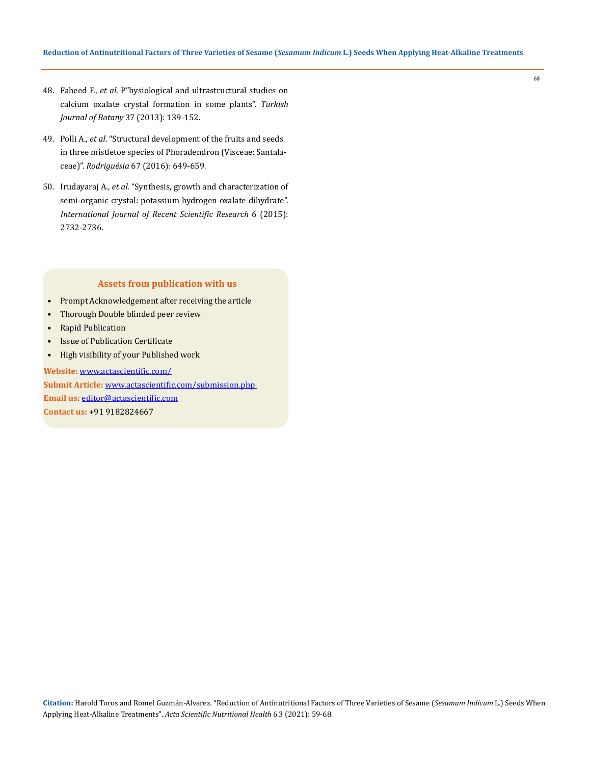48. Faheed F., *et al*. P"hysiological and ultrastructural studies on calcium oxalate crystal formation in some plants". *Turkish Journal of Botany* 37 (2013): 139-152.

49. Polli A., *et al*. "Structural development of the fruits and seeds in three mistletoe species of Phoradendron (Visceae: Santalaceae)". *Rodriguésia* 67 (2016): 649-659.

50. Irudayaraj A., *et al.* "Synthesis, growth and characterization of semi-organic crystal: potassium hydrogen oxalate dihydrate". *International Journal of Recent Scientific Research* 6 (2015): 2732-2736.

**Assets from publication with us**

- Prompt Acknowledgement after receiving the article
- Thorough Double blinded peer review
- Rapid Publication
- Issue of Publication Certificate
- High visibility of your Published work

**Website:** www.actascientific.com/

**Submit Article:** www.actascientific.com/submission.php

**Email us:** editor@actascientific.com

**Contact us:** +91 9182824667

**Citation:** Harold Toros and Romel Guzmán-Alvarez. "Reduction of Antinutritional Factors of Three Varieties of Sesame (*Sesamum Indicum* L.) Seeds When Applying Heat-Alkaline Treatments". *Acta Scientific Nutritional Health* 6.3 (2021): 59-68.